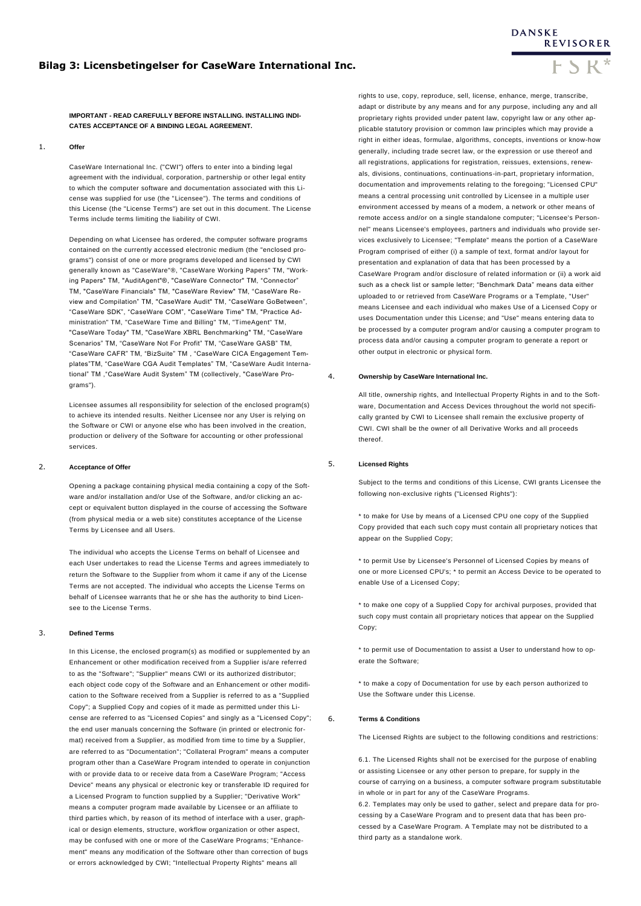# Bilag 3: Licensbetingelser for CaseWare International Inc.

**IMPORTANT - READ CAREFULLY BEFORE INSTALLING. INSTALLING INDICATES ACCEPTANCE OF A BINDING LEGAL AGREEMENT.**

## 1. Offer

CaseWare International Inc. ("CWI") offers to enter into a binding legal agreement with the individual, corporation, partnership or other legal entity to which the computer software and documentation associated with this License was supplied for use (the "Licensee"). The terms and conditions of this License (the "License Terms") are set out in this document. The License Terms include terms limiting the liability of CWI.

Depending on what Licensee has ordered, the computer software programs contained on the currently accessed electronic medium (the "enclosed programs") consist of one or more programs developed and licensed by CWI generally known as "CaseWare"®, "CaseWare Working Papers" TM, "Working Papers" TM, "AuditAgent"®, "CaseWare Connector" TM, "Connector" TM, "CaseWare Financials" TM, "CaseWare Review and Compilation" TM, "CaseWare Audit" TM, "CaseWare GoBetween", "CaseWare SDK", "CaseWare COM", "CaseWare Time" TM, "Practice Administration" TM, "CaseWare Time and Billing" TM, "TimeAgent" TM, "CaseWare Today" TM, "CaseWare XBRL Benchmarking" TM, "CaseWare Scenarios" TM, "CaseWare Not For Profit" TM, "CaseWare GASB" TM, "CaseWare CAFR" TM, "BizSuite" TM , "CaseWare CICA Engagement Templates"TM, "CaseWare CGA Audit Templates" TM, "CaseWare Audit International" TM ,"CaseWare Audit System" TM (collectively, "CaseWare Programs").

Licensee assumes all responsibility for selection of the enclosed program(s) to achieve its intended results. Neither Licensee nor any User is relying on the Software or CWI or anyone else who has been involved in the creation, production or delivery of the Software for accounting or other professional services.

## 2. Acceptance of Offer

Opening a package containing physical media containing a copy of the Software and/or installation and/or Use of the Software, and/or clicking an accept or equivalent button displayed in the course of accessing the Software (from physical media or a web site) constitutes acceptance of the License Terms by Licensee and all Users.

The individual who accepts the License Terms on behalf of Licensee and each User undertakes to read the License Terms and agrees immediately to return the Software to the Supplier from whom it came if any of the License Terms are not accepted. The individual who accepts the License Terms on behalf of Licensee warrants that he or she has the authority to bind Licensee to the License Terms.

## 3. Defined Terms

In this License, the enclosed program(s) as modified or supplemented by an Enhancement or other modification received from a Supplier is/are referred to as the "Software"; "Supplier" means CWI or its authorized distributor; each object code copy of the Software and an Enhancement or other modification to the Software received from a Supplier is referred to as a "Supplied Copy"; a Supplied Copy and copies of it made as permitted under this License are referred to as "Licensed Copies" and singly as a "Licensed Copy"; the end user manuals concerning the Software (in printed or electronic format) received from a Supplier, as modified from time to time by a Supplier, are referred to as "Documentation"; "Collateral Program" means a computer program other than a CaseWare Program intended to operate in conjunction with or provide data to or receive data from a CaseWare Program; "Access Device" means any physical or electronic key or transferable ID required for a Licensed Program to function supplied by a Supplier; "Derivative Work" means a computer program made available by Licensee or an affiliate to third parties which, by reason of its method of interface with a user, graphical or design elements, structure, workflow organization or other aspect, may be confused with one or more of the CaseWare Programs; "Enhancement" means any modification of the Software other than correction of bugs or errors acknowledged by CWI; "Intellectual Property Rights" means all rights to use, copy, reproduce, sell, license, enhance, merge, transcribe, adapt or distribute by any means and for any purpose, including any and all proprietary rights provided under patent law, copyright law or any other applicable statutory provision or common law principles which may provide a right in either ideas, formulae, algorithms, concepts, inventions or know-how generally, including trade secret law, or the expression or use thereof and all registrations, applications for registration, reissues, extensions, renewals, divisions, continuations, continuations-in-part, proprietary information, documentation and improvements relating to the foregoing; "Licensed CPU" means a central processing unit controlled by Licensee in a multiple user environment accessed by means of a modem, a network or other means of remote access and/or on a single standalone computer; "Licensee's Personnel" means Licensee's employees, partners and individuals who provide services exclusively to Licensee; "Template" means the portion of a CaseWare Program comprised of either (i) a sample of text, format and/or layout for presentation and explanation of data that has been processed by a CaseWare Program and/or disclosure of related information or (ii) a work aid such as a check list or sample letter; "Benchmark Data" means data either uploaded to or retrieved from CaseWare Programs or a Template, "User" means Licensee and each individual who makes Use of a Licensed Copy or uses Documentation under this License; and "Use" means entering data to be processed by a computer program and/or causing a computer program to process data and/or causing a computer program to generate a report or other output in electronic or physical form.

## 4. Ownership by CaseWare International Inc.

All title, ownership rights, and Intellectual Property Rights in and to the Software, Documentation and Access Devices throughout the world not specifically granted by CWI to Licensee shall remain the exclusive property of CWI. CWI shall be the owner of all Derivative Works and all proceeds thereof.

## 5. Licensed Rights

Subject to the terms and conditions of this License, CWI grants Licensee the following non-exclusive rights ("Licensed Rights"):

* to make for Use by means of a Licensed CPU one copy of the Supplied Copy provided that each such copy must contain all proprietary notices that appear on the Supplied Copy;

* to permit Use by Licensee's Personnel of Licensed Copies by means of one or more Licensed CPU's; * to permit an Access Device to be operated to enable Use of a Licensed Copy;

* to make one copy of a Supplied Copy for archival purposes, provided that such copy must contain all proprietary notices that appear on the Supplied Copy;

* to permit use of Documentation to assist a User to understand how to operate the Software;

* to make a copy of Documentation for use by each person authorized to Use the Software under this License.

## 6. Terms & Conditions

The Licensed Rights are subject to the following conditions and restrictions:

6.1. The Licensed Rights shall not be exercised for the purpose of enabling or assisting Licensee or any other person to prepare, for supply in the course of carrying on a business, a computer software program substitutable in whole or in part for any of the CaseWare Programs.

6.2. Templates may only be used to gather, select and prepare data for processing by a CaseWare Program and to present data that has been processed by a CaseWare Program. A Template may not be distributed to a third party as a standalone work.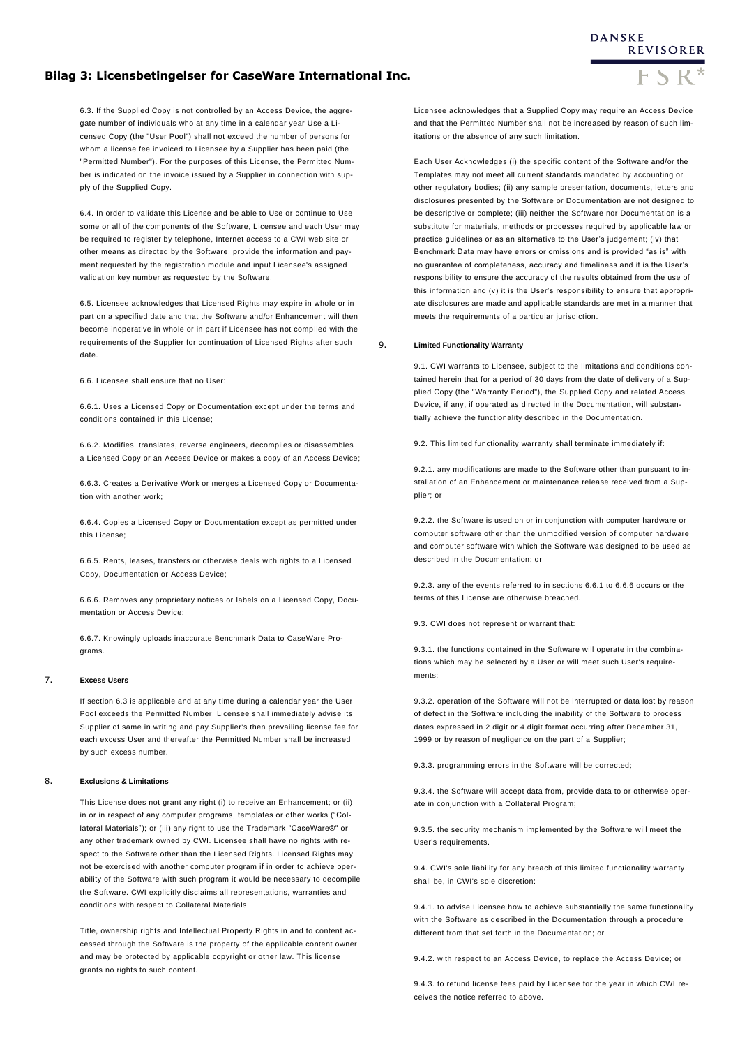6.3. If the Supplied Copy is not controlled by an Access Device, the aggregate number of individuals who at any time in a calendar year Use a Licensed Copy (the "User Pool") shall not exceed the number of persons for whom a license fee invoiced to Licensee by a Supplier has been paid (the "Permitted Number"). For the purposes of this License, the Permitted Number is indicated on the invoice issued by a Supplier in connection with supply of the Supplied Copy.

6.4. In order to validate this License and be able to Use or continue to Use some or all of the components of the Software, Licensee and each User may be required to register by telephone, Internet access to a CWI web site or other means as directed by the Software, provide the information and payment requested by the registration module and input Licensee's assigned validation key number as requested by the Software.

6.5. Licensee acknowledges that Licensed Rights may expire in whole or in part on a specified date and that the Software and/or Enhancement will then become inoperative in whole or in part if Licensee has not complied with the requirements of the Supplier for continuation of Licensed Rights after such date.

6.6. Licensee shall ensure that no User:

6.6.1. Uses a Licensed Copy or Documentation except under the terms and conditions contained in this License;

6.6.2. Modifies, translates, reverse engineers, decompiles or disassembles a Licensed Copy or an Access Device or makes a copy of an Access Device;

6.6.3. Creates a Derivative Work or merges a Licensed Copy or Documentation with another work;

6.6.4. Copies a Licensed Copy or Documentation except as permitted under this License;

6.6.5. Rents, leases, transfers or otherwise deals with rights to a Licensed Copy, Documentation or Access Device;

6.6.6. Removes any proprietary notices or labels on a Licensed Copy, Documentation or Access Device:

6.6.7. Knowingly uploads inaccurate Benchmark Data to CaseWare Programs.

## 7. Excess Users

If section 6.3 is applicable and at any time during a calendar year the User Pool exceeds the Permitted Number, Licensee shall immediately advise its Supplier of same in writing and pay Supplier's then prevailing license fee for each excess User and thereafter the Permitted Number shall be increased by such excess number.

## 8. Exclusions & Limitations

This License does not grant any right (i) to receive an Enhancement; or (ii) in or in respect of any computer programs, templates or other works ("Collateral Materials"); or (iii) any right to use the Trademark "CaseWare®" or any other trademark owned by CWI. Licensee shall have no rights with respect to the Software other than the Licensed Rights. Licensed Rights may not be exercised with another computer program if in order to achieve operability of the Software with such program it would be necessary to decompile the Software. CWI explicitly disclaims all representations, warranties and conditions with respect to Collateral Materials.

Title, ownership rights and Intellectual Property Rights in and to content accessed through the Software is the property of the applicable content owner and may be protected by applicable copyright or other law. This license grants no rights to such content.

Licensee acknowledges that a Supplied Copy may require an Access Device and that the Permitted Number shall not be increased by reason of such limitations or the absence of any such limitation.

Each User Acknowledges (i) the specific content of the Software and/or the Templates may not meet all current standards mandated by accounting or other regulatory bodies; (ii) any sample presentation, documents, letters and disclosures presented by the Software or Documentation are not designed to be descriptive or complete; (iii) neither the Software nor Documentation is a substitute for materials, methods or processes required by applicable law or practice guidelines or as an alternative to the User's judgement; (iv) that Benchmark Data may have errors or omissions and is provided "as is" with no guarantee of completeness, accuracy and timeliness and it is the User's responsibility to ensure the accuracy of the results obtained from the use of this information and (v) it is the User's responsibility to ensure that appropriate disclosures are made and applicable standards are met in a manner that meets the requirements of a particular jurisdiction.

## 9. Limited Functionality Warranty

9.1. CWI warrants to Licensee, subject to the limitations and conditions contained herein that for a period of 30 days from the date of delivery of a Supplied Copy (the "Warranty Period"), the Supplied Copy and related Access Device, if any, if operated as directed in the Documentation, will substantially achieve the functionality described in the Documentation.

9.2. This limited functionality warranty shall terminate immediately if:

9.2.1. any modifications are made to the Software other than pursuant to installation of an Enhancement or maintenance release received from a Supplier; or

9.2.2. the Software is used on or in conjunction with computer hardware or computer software other than the unmodified version of computer hardware and computer software with which the Software was designed to be used as described in the Documentation; or

9.2.3. any of the events referred to in sections 6.6.1 to 6.6.6 occurs or the terms of this License are otherwise breached.

9.3. CWI does not represent or warrant that:

9.3.1. the functions contained in the Software will operate in the combinations which may be selected by a User or will meet such User's requirements;

9.3.2. operation of the Software will not be interrupted or data lost by reason of defect in the Software including the inability of the Software to process dates expressed in 2 digit or 4 digit format occurring after December 31, 1999 or by reason of negligence on the part of a Supplier;

9.3.3. programming errors in the Software will be corrected;

9.3.4. the Software will accept data from, provide data to or otherwise operate in conjunction with a Collateral Program;

9.3.5. the security mechanism implemented by the Software will meet the User's requirements.

9.4. CWI's sole liability for any breach of this limited functionality warranty shall be, in CWI's sole discretion:

9.4.1. to advise Licensee how to achieve substantially the same functionality with the Software as described in the Documentation through a procedure different from that set forth in the Documentation; or

9.4.2. with respect to an Access Device, to replace the Access Device; or

9.4.3. to refund license fees paid by Licensee for the year in which CWI receives the notice referred to above.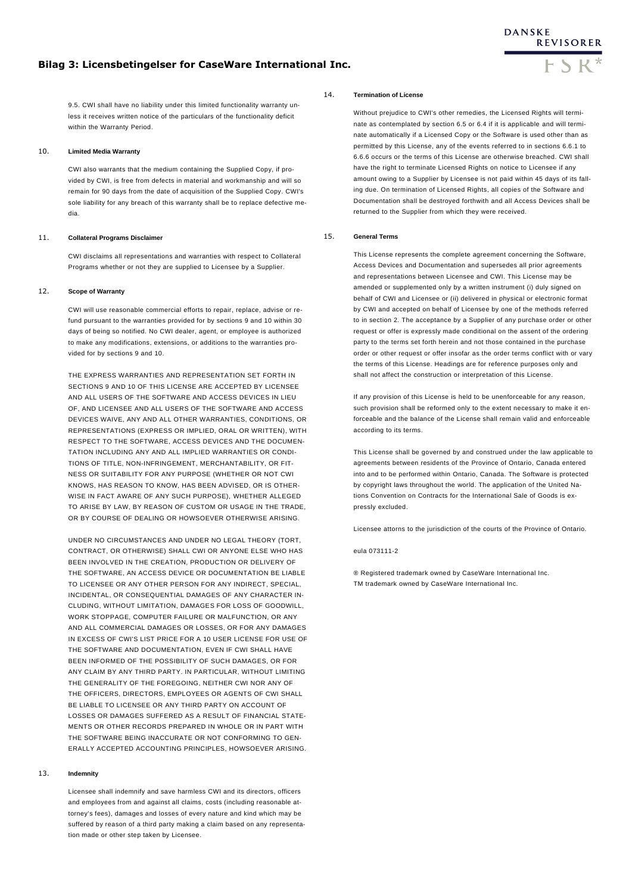9.5. CWI shall have no liability under this limited functionality warranty unless it receives written notice of the particulars of the functionality deficit within the Warranty Period.

### 10. Limited Media Warranty

CWI also warrants that the medium containing the Supplied Copy, if provided by CWI, is free from defects in material and workmanship and will so remain for 90 days from the date of acquisition of the Supplied Copy. CWI's sole liability for any breach of this warranty shall be to replace defective media.

### 11. Collateral Programs Disclaimer

CWI disclaims all representations and warranties with respect to Collateral Programs whether or not they are supplied to Licensee by a Supplier.

### 12. Scope of Warranty

CWI will use reasonable commercial efforts to repair, replace, advise or refund pursuant to the warranties provided for by sections 9 and 10 within 30 days of being so notified. No CWI dealer, agent, or employee is authorized to make any modifications, extensions, or additions to the warranties provided for by sections 9 and 10.

THE EXPRESS WARRANTIES AND REPRESENTATION SET FORTH IN SECTIONS 9 AND 10 OF THIS LICENSE ARE ACCEPTED BY LICENSEE AND ALL USERS OF THE SOFTWARE AND ACCESS DEVICES IN LIEU OF, AND LICENSEE AND ALL USERS OF THE SOFTWARE AND ACCESS DEVICES WAIVE, ANY AND ALL OTHER WARRANTIES, CONDITIONS, OR REPRESENTATIONS (EXPRESS OR IMPLIED, ORAL OR WRITTEN), WITH RESPECT TO THE SOFTWARE, ACCESS DEVICES AND THE DOCUMENTATION INCLUDING ANY AND ALL IMPLIED WARRANTIES OR CONDITIONS OF TITLE, NON-INFRINGEMENT, MERCHANTABILITY, OR FITNESS OR SUITABILITY FOR ANY PURPOSE (WHETHER OR NOT CWI KNOWS, HAS REASON TO KNOW, HAS BEEN ADVISED, OR IS OTHERWISE IN FACT AWARE OF ANY SUCH PURPOSE), WHETHER ALLEGED TO ARISE BY LAW, BY REASON OF CUSTOM OR USAGE IN THE TRADE, OR BY COURSE OF DEALING OR HOWSOEVER OTHERWISE ARISING.

UNDER NO CIRCUMSTANCES AND UNDER NO LEGAL THEORY (TORT, CONTRACT, OR OTHERWISE) SHALL CWI OR ANYONE ELSE WHO HAS BEEN INVOLVED IN THE CREATION, PRODUCTION OR DELIVERY OF THE SOFTWARE, AN ACCESS DEVICE OR DOCUMENTATION BE LIABLE TO LICENSEE OR ANY OTHER PERSON FOR ANY INDIRECT, SPECIAL, INCIDENTAL, OR CONSEQUENTIAL DAMAGES OF ANY CHARACTER INCLUDING, WITHOUT LIMITATION, DAMAGES FOR LOSS OF GOODWILL, WORK STOPPAGE, COMPUTER FAILURE OR MALFUNCTION, OR ANY AND ALL COMMERCIAL DAMAGES OR LOSSES, OR FOR ANY DAMAGES IN EXCESS OF CWI'S LIST PRICE FOR A 10 USER LICENSE FOR USE OF THE SOFTWARE AND DOCUMENTATION, EVEN IF CWI SHALL HAVE BEEN INFORMED OF THE POSSIBILITY OF SUCH DAMAGES, OR FOR ANY CLAIM BY ANY THIRD PARTY. IN PARTICULAR, WITHOUT LIMITING THE GENERALITY OF THE FOREGOING, NEITHER CWI NOR ANY OF THE OFFICERS, DIRECTORS, EMPLOYEES OR AGENTS OF CWI SHALL BE LIABLE TO LICENSEE OR ANY THIRD PARTY ON ACCOUNT OF LOSSES OR DAMAGES SUFFERED AS A RESULT OF FINANCIAL STATEMENTS OR OTHER RECORDS PREPARED IN WHOLE OR IN PART WITH THE SOFTWARE BEING INACCURATE OR NOT CONFORMING TO GENERALLY ACCEPTED ACCOUNTING PRINCIPLES, HOWSOEVER ARISING.

### 13. Indemnity

Licensee shall indemnify and save harmless CWI and its directors, officers and employees from and against all claims, costs (including reasonable attorney's fees), damages and losses of every nature and kind which may be suffered by reason of a third party making a claim based on any representation made or other step taken by Licensee.

### 14. Termination of License

Without prejudice to CWI's other remedies, the Licensed Rights will terminate as contemplated by section 6.5 or 6.4 if it is applicable and will terminate automatically if a Licensed Copy or the Software is used other than as permitted by this License, any of the events referred to in sections 6.6.1 to 6.6.6 occurs or the terms of this License are otherwise breached. CWI shall have the right to terminate Licensed Rights on notice to Licensee if any amount owing to a Supplier by Licensee is not paid within 45 days of its falling due. On termination of Licensed Rights, all copies of the Software and Documentation shall be destroyed forthwith and all Access Devices shall be returned to the Supplier from which they were received.

### 15. General Terms

This License represents the complete agreement concerning the Software, Access Devices and Documentation and supersedes all prior agreements and representations between Licensee and CWI. This License may be amended or supplemented only by a written instrument (i) duly signed on behalf of CWI and Licensee or (ii) delivered in physical or electronic format by CWI and accepted on behalf of Licensee by one of the methods referred to in section 2. The acceptance by a Supplier of any purchase order or other request or offer is expressly made conditional on the assent of the ordering party to the terms set forth herein and not those contained in the purchase order or other request or offer insofar as the order terms conflict with or vary the terms of this License. Headings are for reference purposes only and shall not affect the construction or interpretation of this License.

If any provision of this License is held to be unenforceable for any reason, such provision shall be reformed only to the extent necessary to make it enforceable and the balance of the License shall remain valid and enforceable according to its terms.

This License shall be governed by and construed under the law applicable to agreements between residents of the Province of Ontario, Canada entered into and to be performed within Ontario, Canada. The Software is protected by copyright laws throughout the world. The application of the United Nations Convention on Contracts for the International Sale of Goods is expressly excluded.

Licensee attorns to the jurisdiction of the courts of the Province of Ontario.

eula 073111-2

® Registered trademark owned by CaseWare International Inc.
TM trademark owned by CaseWare International Inc.